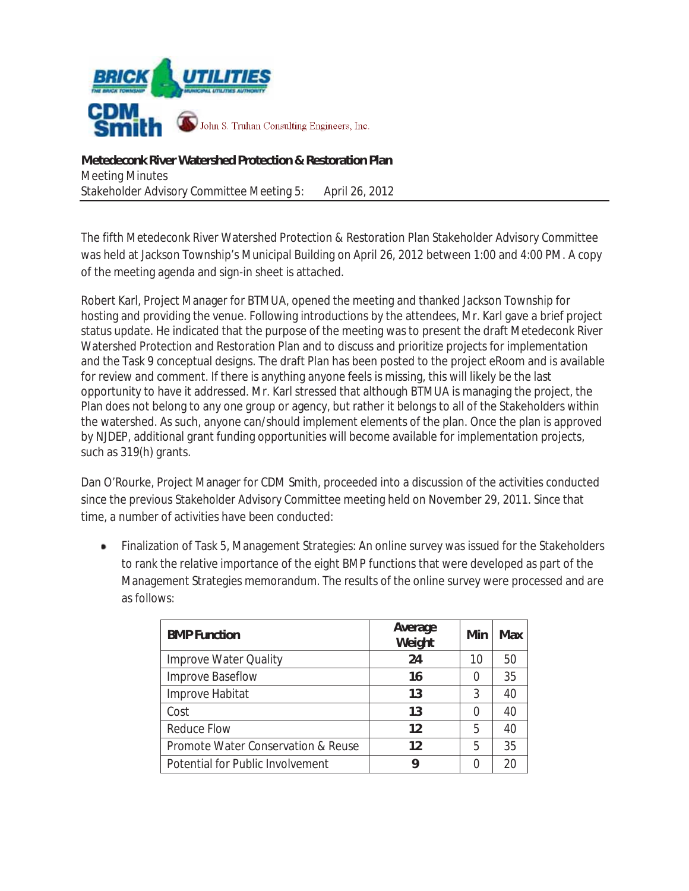BRICK UTILITIES

CDM Smith — John S. Truhan Consulting Engineers, Inc.

**Metedeconk River Watershed Protection & Restoration Plan**
Meeting Minutes
Stakeholder Advisory Committee Meeting 5: April 26, 2012

The fifth Metedeconk River Watershed Protection & Restoration Plan Stakeholder Advisory Committee was held at Jackson Township's Municipal Building on April 26, 2012 between 1:00 and 4:00 PM. A copy of the meeting agenda and sign-in sheet is attached.

Robert Karl, Project Manager for BTMUA, opened the meeting and thanked Jackson Township for hosting and providing the venue. Following introductions by the attendees, Mr. Karl gave a brief project status update. He indicated that the purpose of the meeting was to present the draft Metedeconk River Watershed Protection and Restoration Plan and to discuss and prioritize projects for implementation and the Task 9 conceptual designs. The draft Plan has been posted to the project eRoom and is available for review and comment. If there is anything anyone feels is missing, this will likely be the last opportunity to have it addressed. Mr. Karl stressed that although BTMUA is managing the project, the Plan does not belong to any one group or agency, but rather it belongs to all of the Stakeholders within the watershed. As such, anyone can/should implement elements of the plan. Once the plan is approved by NJDEP, additional grant funding opportunities will become available for implementation projects, such as 319(h) grants.

Dan O'Rourke, Project Manager for CDM Smith, proceeded into a discussion of the activities conducted since the previous Stakeholder Advisory Committee meeting held on November 29, 2011. Since that time, a number of activities have been conducted:

- Finalization of Task 5, Management Strategies: An online survey was issued for the Stakeholders to rank the relative importance of the eight BMP functions that were developed as part of the Management Strategies memorandum. The results of the online survey were processed and are as follows:

| BMP Function | Average Weight | Min | Max |
|---|---|---|---|
| Improve Water Quality | **24** | 10 | 50 |
| Improve Baseflow | **16** | 0 | 35 |
| Improve Habitat | **13** | 3 | 40 |
| Cost | **13** | 0 | 40 |
| Reduce Flow | **12** | 5 | 40 |
| Promote Water Conservation & Reuse | **12** | 5 | 35 |
| Potential for Public Involvement | **9** | 0 | 20 |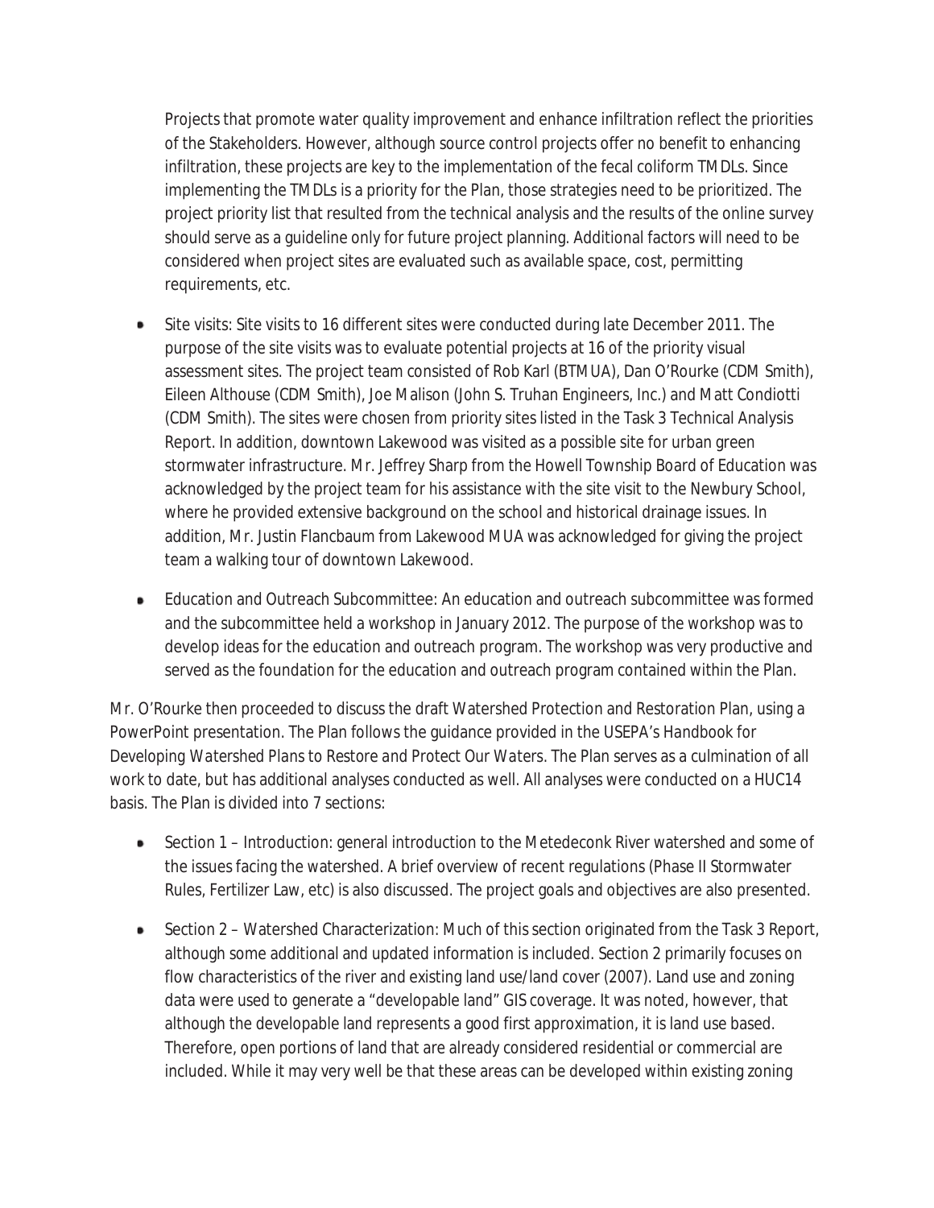Projects that promote water quality improvement and enhance infiltration reflect the priorities of the Stakeholders. However, although source control projects offer no benefit to enhancing infiltration, these projects are key to the implementation of the fecal coliform TMDLs. Since implementing the TMDLs is a priority for the Plan, those strategies need to be prioritized. The project priority list that resulted from the technical analysis and the results of the online survey should serve as a guideline only for future project planning. Additional factors will need to be considered when project sites are evaluated such as available space, cost, permitting requirements, etc.

- Site visits: Site visits to 16 different sites were conducted during late December 2011. The purpose of the site visits was to evaluate potential projects at 16 of the priority visual assessment sites. The project team consisted of Rob Karl (BTMUA), Dan O'Rourke (CDM Smith), Eileen Althouse (CDM Smith), Joe Malison (John S. Truhan Engineers, Inc.) and Matt Condiotti (CDM Smith). The sites were chosen from priority sites listed in the Task 3 Technical Analysis Report. In addition, downtown Lakewood was visited as a possible site for urban green stormwater infrastructure. Mr. Jeffrey Sharp from the Howell Township Board of Education was acknowledged by the project team for his assistance with the site visit to the Newbury School, where he provided extensive background on the school and historical drainage issues. In addition, Mr. Justin Flancbaum from Lakewood MUA was acknowledged for giving the project team a walking tour of downtown Lakewood.

- Education and Outreach Subcommittee: An education and outreach subcommittee was formed and the subcommittee held a workshop in January 2012. The purpose of the workshop was to develop ideas for the education and outreach program. The workshop was very productive and served as the foundation for the education and outreach program contained within the Plan.

Mr. O'Rourke then proceeded to discuss the draft Watershed Protection and Restoration Plan, using a PowerPoint presentation. The Plan follows the guidance provided in the USEPA's *Handbook for Developing Watershed Plans to Restore and Protect Our Waters*. The Plan serves as a culmination of all work to date, but has additional analyses conducted as well. All analyses were conducted on a HUC14 basis. The Plan is divided into 7 sections:

- Section 1 – Introduction: general introduction to the Metedeconk River watershed and some of the issues facing the watershed. A brief overview of recent regulations (Phase II Stormwater Rules, Fertilizer Law, etc) is also discussed. The project goals and objectives are also presented.

- Section 2 – Watershed Characterization: Much of this section originated from the Task 3 Report, although some additional and updated information is included. Section 2 primarily focuses on flow characteristics of the river and existing land use/land cover (2007). Land use and zoning data were used to generate a "developable land" GIS coverage. It was noted, however, that although the developable land represents a good first approximation, it is land use based. Therefore, open portions of land that are already considered residential or commercial are included. While it may very well be that these areas can be developed within existing zoning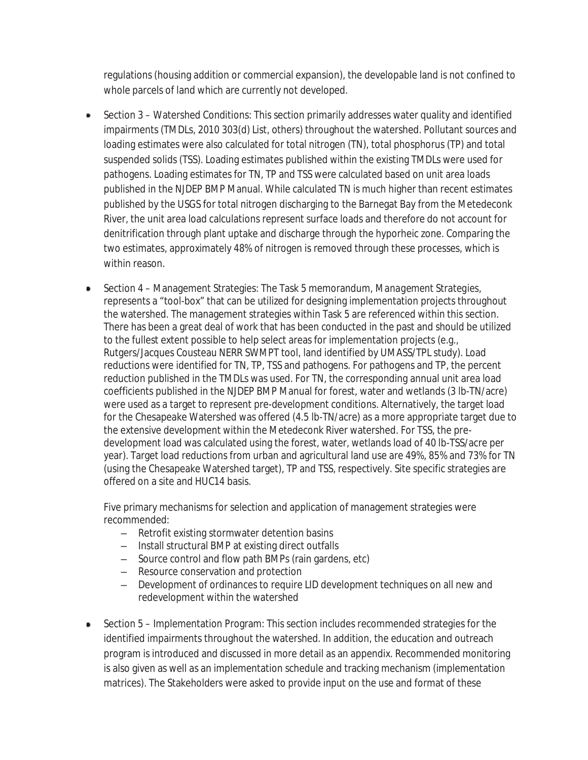regulations (housing addition or commercial expansion), the developable land is not confined to whole parcels of land which are currently not developed.

- Section 3 – Watershed Conditions: This section primarily addresses water quality and identified impairments (TMDLs, 2010 303(d) List, others) throughout the watershed. Pollutant sources and loading estimates were also calculated for total nitrogen (TN), total phosphorus (TP) and total suspended solids (TSS). Loading estimates published within the existing TMDLs were used for pathogens. Loading estimates for TN, TP and TSS were calculated based on unit area loads published in the NJDEP BMP Manual. While calculated TN is much higher than recent estimates published by the USGS for total nitrogen discharging to the Barnegat Bay from the Metedeconk River, the unit area load calculations represent surface loads and therefore do not account for denitrification through plant uptake and discharge through the hyporheic zone. Comparing the two estimates, approximately 48% of nitrogen is removed through these processes, which is within reason.

- Section 4 – Management Strategies: The Task 5 memorandum, *Management Strategies*, represents a "tool-box" that can be utilized for designing implementation projects throughout the watershed. The management strategies within Task 5 are referenced within this section. There has been a great deal of work that has been conducted in the past and should be utilized to the fullest extent possible to help select areas for implementation projects (e.g., Rutgers/Jacques Cousteau NERR SWMPT tool, land identified by UMASS/TPL study). Load reductions were identified for TN, TP, TSS and pathogens. For pathogens and TP, the percent reduction published in the TMDLs was used. For TN, the corresponding annual unit area load coefficients published in the NJDEP BMP Manual for forest, water and wetlands (3 lb-TN/acre) were used as a target to represent pre-development conditions. Alternatively, the target load for the Chesapeake Watershed was offered (4.5 lb-TN/acre) as a more appropriate target due to the extensive development within the Metedeconk River watershed. For TSS, the pre-development load was calculated using the forest, water, wetlands load of 40 lb-TSS/acre per year). Target load reductions from urban and agricultural land use are 49%, 85% and 73% for TN (using the Chesapeake Watershed target), TP and TSS, respectively. Site specific strategies are offered on a site and HUC14 basis.

  Five primary mechanisms for selection and application of management strategies were recommended:
  - Retrofit existing stormwater detention basins
  - Install structural BMP at existing direct outfalls
  - Source control and flow path BMPs (rain gardens, etc)
  - Resource conservation and protection
  - Development of ordinances to require LID development techniques on all new and redevelopment within the watershed

- Section 5 – Implementation Program: This section includes recommended strategies for the identified impairments throughout the watershed. In addition, the education and outreach program is introduced and discussed in more detail as an appendix. Recommended monitoring is also given as well as an implementation schedule and tracking mechanism (implementation matrices). The Stakeholders were asked to provide input on the use and format of these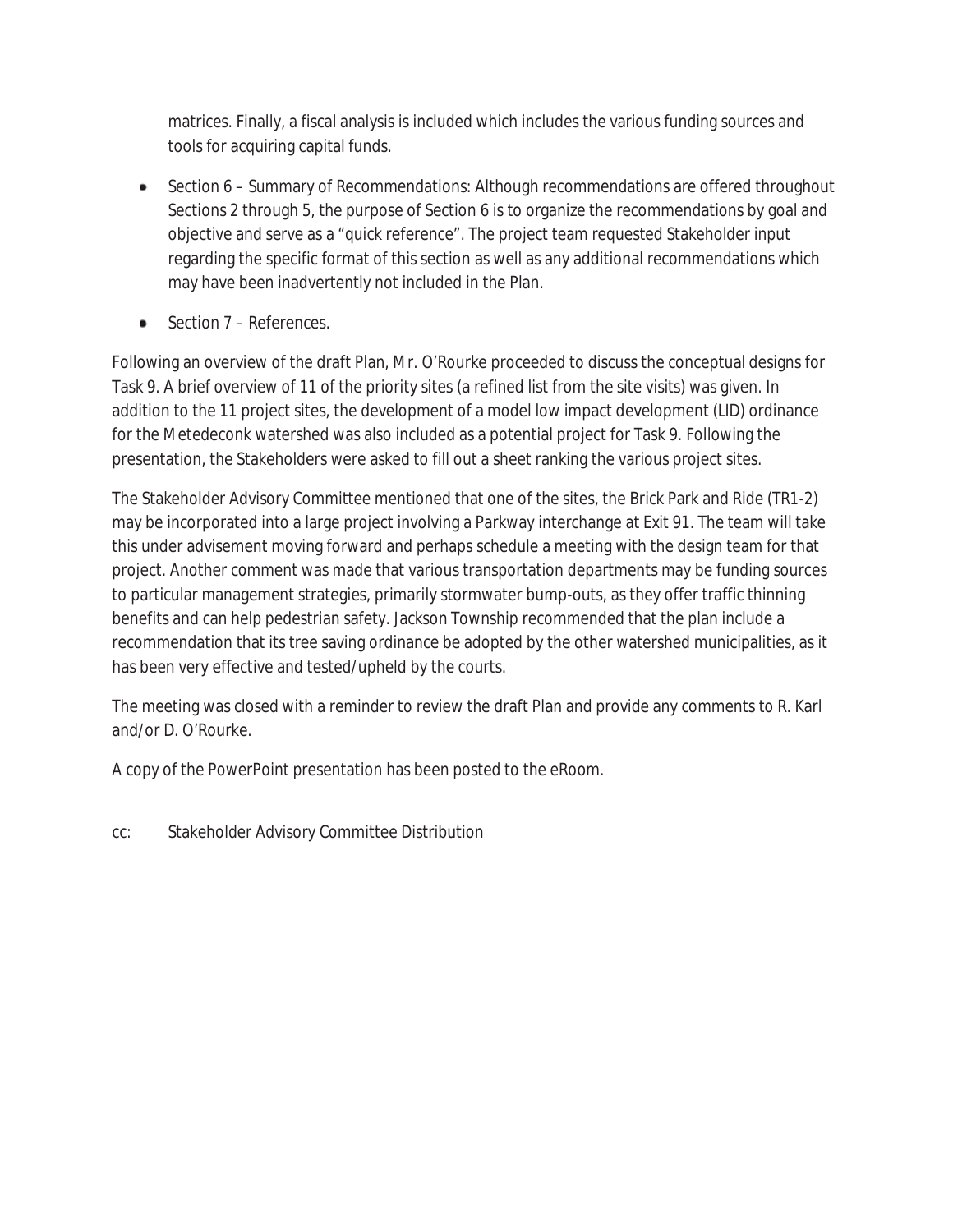matrices. Finally, a fiscal analysis is included which includes the various funding sources and tools for acquiring capital funds.

- Section 6 – Summary of Recommendations: Although recommendations are offered throughout Sections 2 through 5, the purpose of Section 6 is to organize the recommendations by goal and objective and serve as a "quick reference". The project team requested Stakeholder input regarding the specific format of this section as well as any additional recommendations which may have been inadvertently not included in the Plan.
- Section 7 – References.

Following an overview of the draft Plan, Mr. O'Rourke proceeded to discuss the conceptual designs for Task 9. A brief overview of 11 of the priority sites (a refined list from the site visits) was given. In addition to the 11 project sites, the development of a model low impact development (LID) ordinance for the Metedeconk watershed was also included as a potential project for Task 9. Following the presentation, the Stakeholders were asked to fill out a sheet ranking the various project sites.

The Stakeholder Advisory Committee mentioned that one of the sites, the Brick Park and Ride (TR1-2) may be incorporated into a large project involving a Parkway interchange at Exit 91. The team will take this under advisement moving forward and perhaps schedule a meeting with the design team for that project. Another comment was made that various transportation departments may be funding sources to particular management strategies, primarily stormwater bump-outs, as they offer traffic thinning benefits and can help pedestrian safety. Jackson Township recommended that the plan include a recommendation that its tree saving ordinance be adopted by the other watershed municipalities, as it has been very effective and tested/upheld by the courts.

The meeting was closed with a reminder to review the draft Plan and provide any comments to R. Karl and/or D. O'Rourke.

A copy of the PowerPoint presentation has been posted to the eRoom.

cc: Stakeholder Advisory Committee Distribution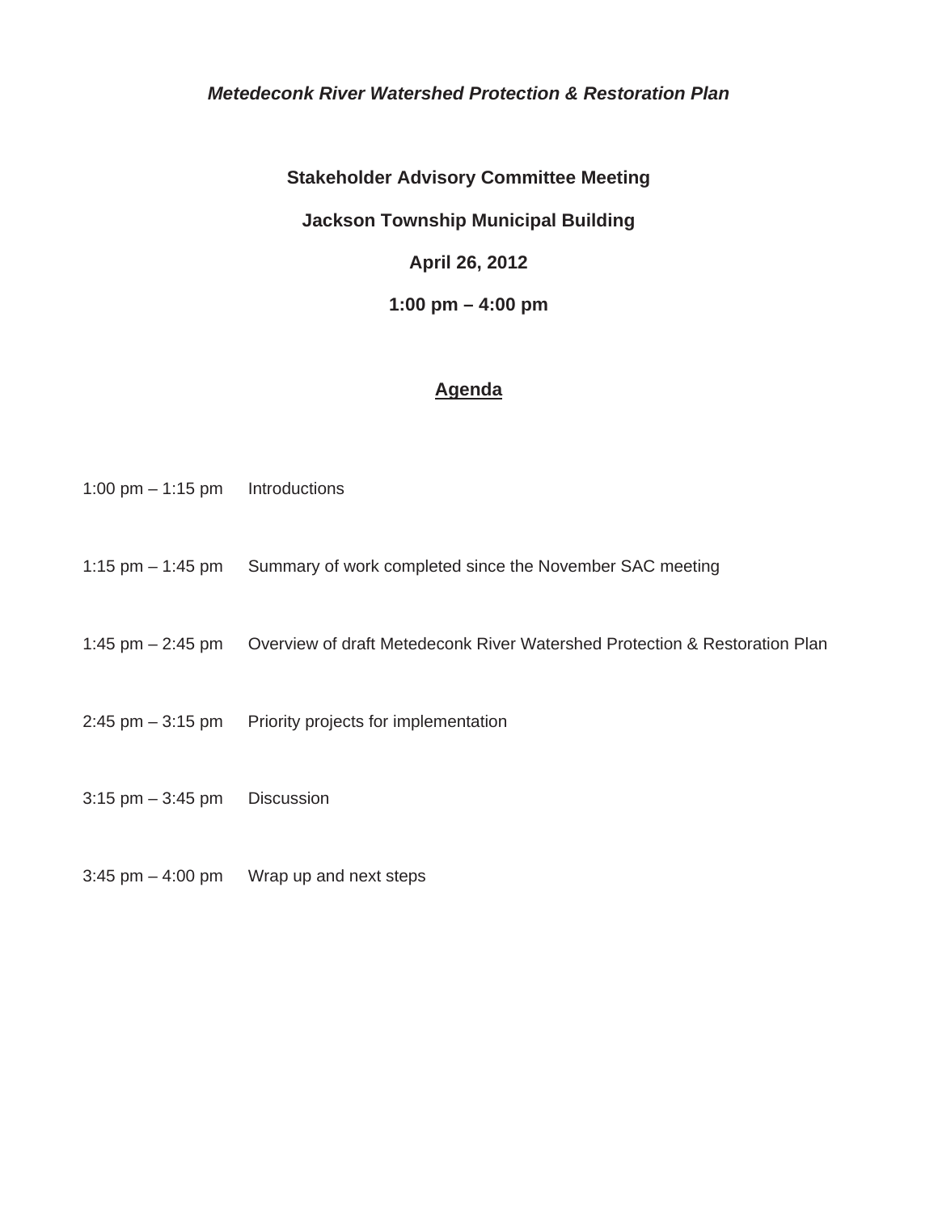***Metedeconk River Watershed Protection & Restoration Plan***

**Stakeholder Advisory Committee Meeting**

**Jackson Township Municipal Building**

**April 26, 2012**

**1:00 pm – 4:00 pm**

## Agenda

| | |
|---|---|
| 1:00 pm – 1:15 pm | Introductions |
| 1:15 pm – 1:45 pm | Summary of work completed since the November SAC meeting |
| 1:45 pm – 2:45 pm | Overview of draft Metedeconk River Watershed Protection & Restoration Plan |
| 2:45 pm – 3:15 pm | Priority projects for implementation |
| 3:15 pm – 3:45 pm | Discussion |
| 3:45 pm – 4:00 pm | Wrap up and next steps |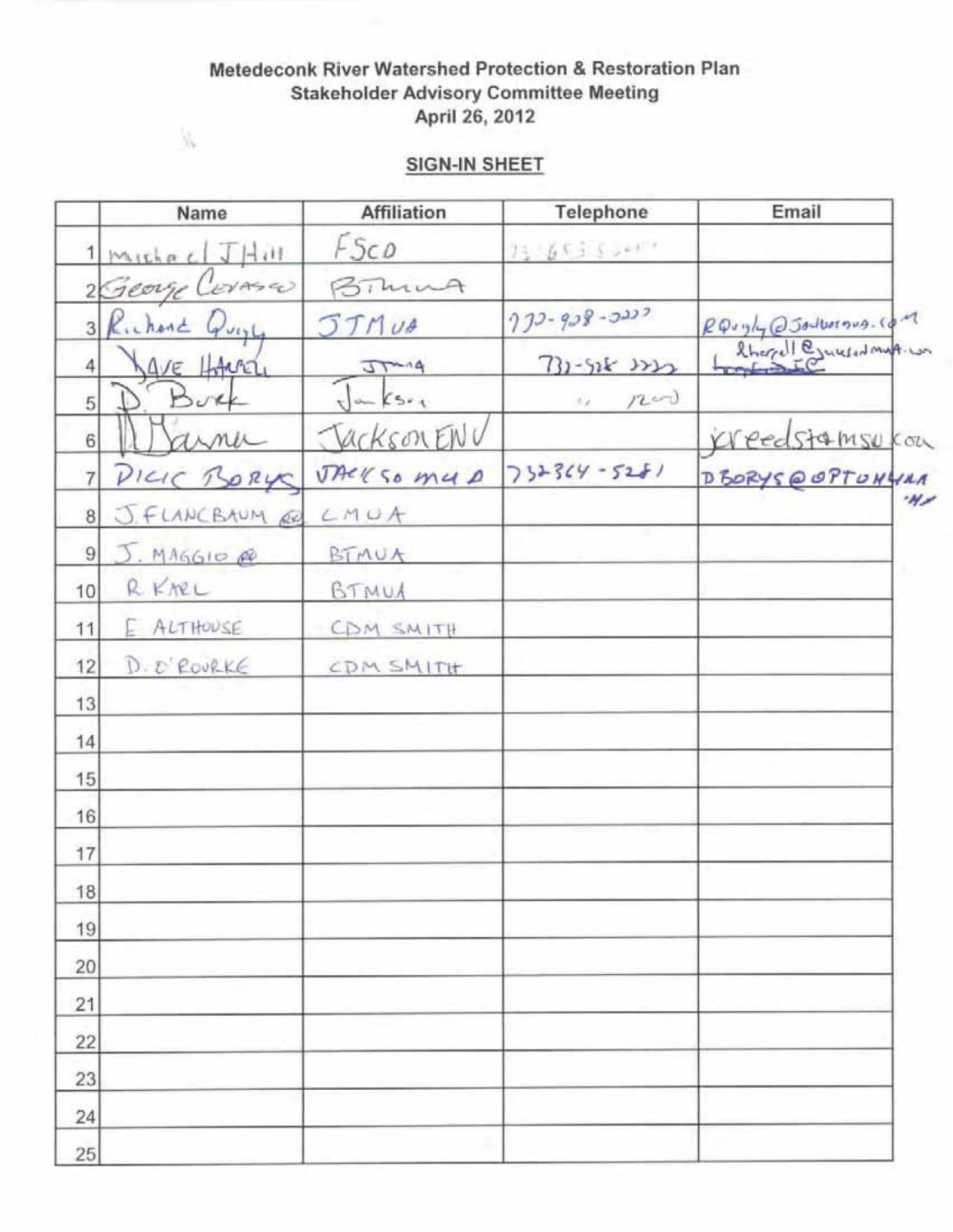**Metedeconk River Watershed Protection & Restoration Plan**
**Stakeholder Advisory Committee Meeting**
**April 26, 2012**

## SIGN-IN SHEET

| | Name | Affiliation | Telephone | Email |
|---|---|---|---|---|
| 1 | Michael J Hill | FSCO | 732-653-5 | |
| 2 | George Cerasco | BTMUA | | |
| 3 | Richard Quigly | JTMUA | 732-928-2222 | RQuigly@Jacksonmua.com |
| 4 | Dave Harrell | JTMUA | 732-928-2222 | Dharrell@jacksonmua.com |
| 5 | D. Burk | Jackson | " 1200 | |
| 6 | D Barnu | Jackson ENV | | jcreedsta@msn.com |
| 7 | Dick Borys | Jackson MUA | 732-364-5281 | DBORYS@OPTONLINE.NET |
| 8 | J. FLANCBAUM | LMUA | | |
| 9 | J. MAGGIO | BTMUA | | |
| 10 | R. KARL | BTMUA | | |
| 11 | E. ALTHOUSE | CDM SMITH | | |
| 12 | D. O'ROURKE | CDM SMITH | | |
| 13 | | | | |
| 14 | | | | |
| 15 | | | | |
| 16 | | | | |
| 17 | | | | |
| 18 | | | | |
| 19 | | | | |
| 20 | | | | |
| 21 | | | | |
| 22 | | | | |
| 23 | | | | |
| 24 | | | | |
| 25 | | | | |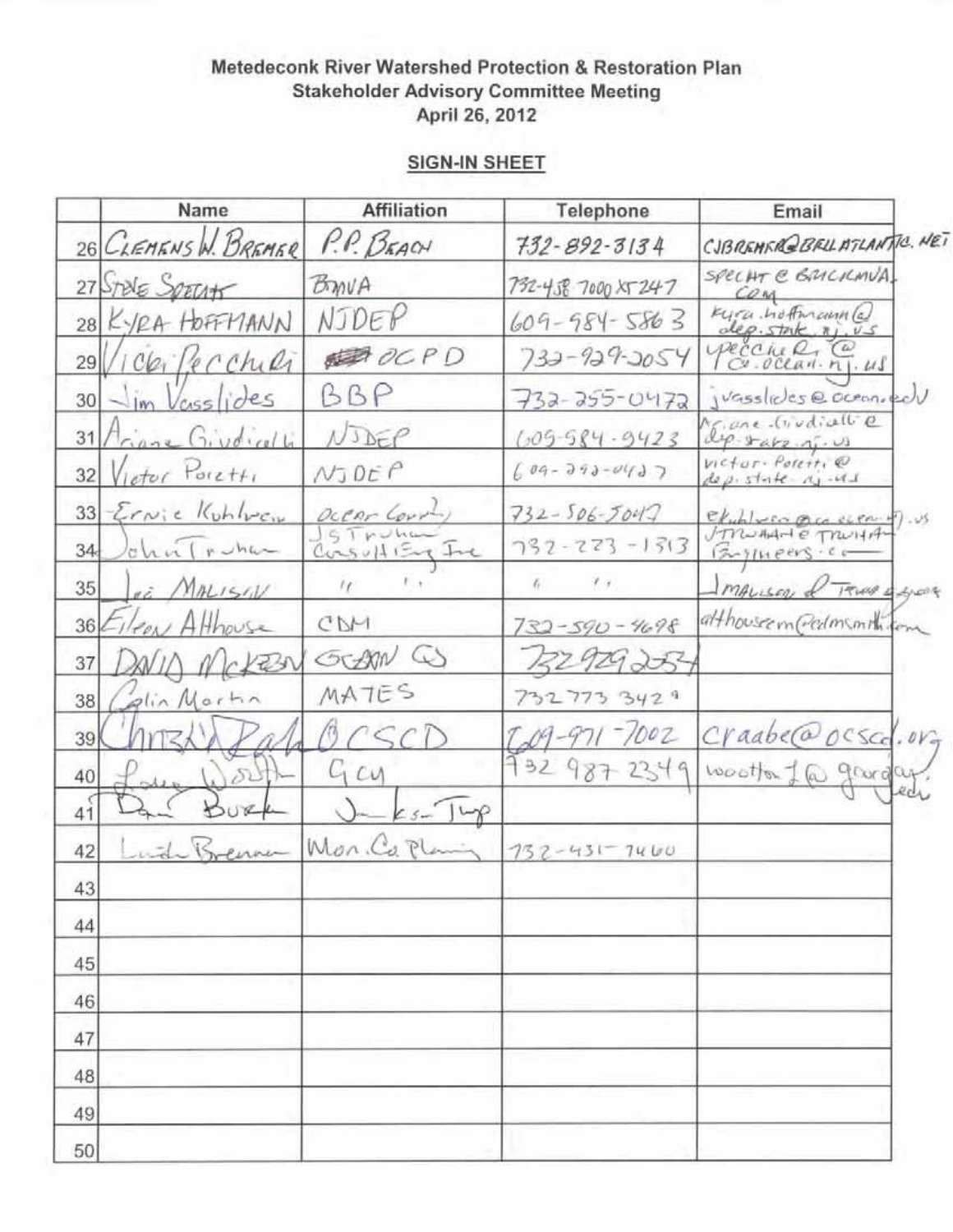**Metedeconk River Watershed Protection & Restoration Plan**
**Stakeholder Advisory Committee Meeting**
**April 26, 2012**

**SIGN-IN SHEET**

| | Name | Affiliation | Telephone | Email |
|---|---|---|---|---|
| 26 | CLEMENS W. BREMER | P.P. BEACH | 732-892-3134 | CJBREMER@BRILATLANTIC.NET |
| 27 | STEVE SPECHT | BMUA | 732-458-7000 X 247 | SPECHT@BRICKMUA.COM |
| 28 | KYRA HOFFMANN | NJDEP | 609-984-5863 | kyra.hoffmann@dep.state.nj.us |
| 29 | Vicki Pecchioli | OCPD | 732-929-2054 | vpecchioli@co.ocean.nj.us |
| 30 | Jim Vasslides | BBP | 732-255-0472 | jvasslides@ocean.edu |
| 31 | Ariane Giudicelli | NJDEP | 609-584-9423 | ariane.Giudicelli@dep.state.nj.us |
| 32 | Victor Poretti | NJDEP | 609-292-0427 | victor.Poretti@dep.state.nj.us |
| 33 | Ernie Kuhlwein | Ocean County | 732-506-5047 | ekuhlwein@co.ocean.nj.us |
| 34 | John Truhan | JS Truhan Consulting Eng Inc | 732-223-1313 | JTRUHAN@TRUHANEngineers.com |
| 35 | Lee Malison | " " | " " | lmalison@TruhanEngineers.com |
| 36 | Eileen Althouse | CDM | 732-590-4698 | althouseem@cdmsmith.com |
| 37 | DAVID McKEON | OCEAN CO | 732 929 2054 | |
| 38 | Colin Martin | MATES | 732 773 3429 | |
| 39 | Christine Raabe | OCSCD | 609-971-7002 | craabe@ocscd.org |
| 40 | Loren Wootton | GCU | 732 987 2349 | woottonl@georgian.edu |
| 41 | Dan Burke | Jackson Twp | | |
| 42 | Linda Brennen | Mon. Co. Planning | 732-431-7460 | |
| 43 | | | | |
| 44 | | | | |
| 45 | | | | |
| 46 | | | | |
| 47 | | | | |
| 48 | | | | |
| 49 | | | | |
| 50 | | | | |